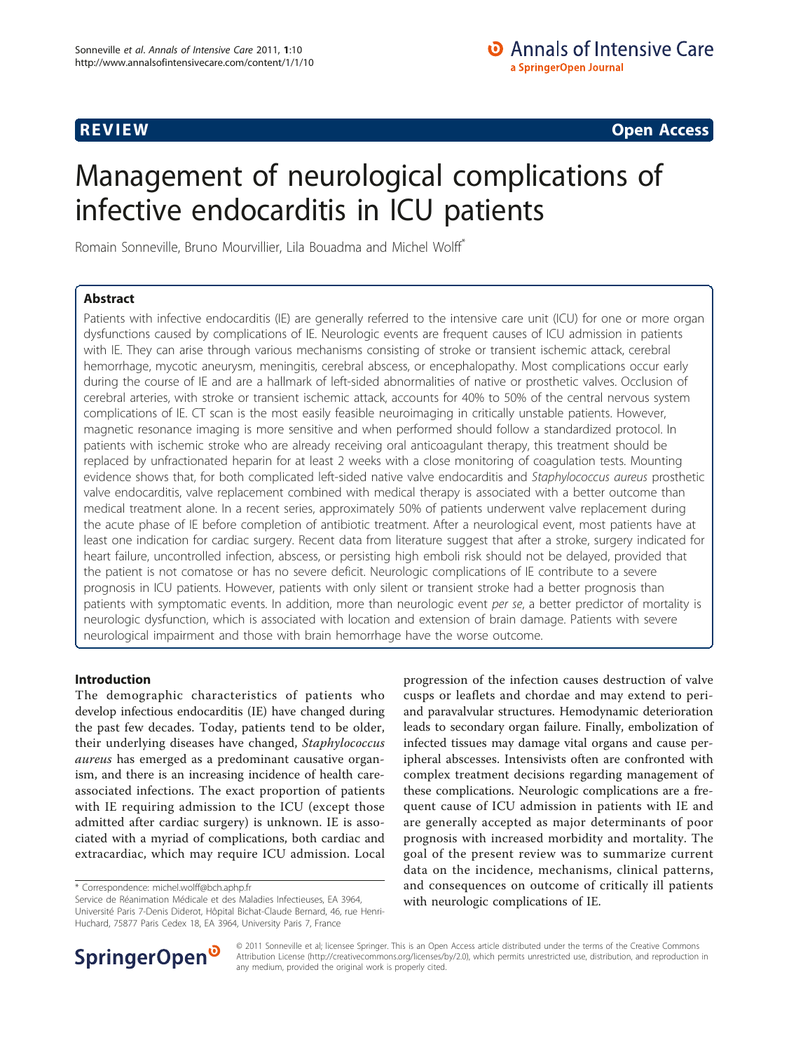REVIEW **Open Access**

# Management of neurological complications of infective endocarditis in ICU patients

Romain Sonneville, Bruno Mourvillier, Lila Bouadma and Michel Wolff*

## Abstract

Patients with infective endocarditis (IE) are generally referred to the intensive care unit (ICU) for one or more organ dysfunctions caused by complications of IE. Neurologic events are frequent causes of ICU admission in patients with IE. They can arise through various mechanisms consisting of stroke or transient ischemic attack, cerebral hemorrhage, mycotic aneurysm, meningitis, cerebral abscess, or encephalopathy. Most complications occur early during the course of IE and are a hallmark of left-sided abnormalities of native or prosthetic valves. Occlusion of cerebral arteries, with stroke or transient ischemic attack, accounts for 40% to 50% of the central nervous system complications of IE. CT scan is the most easily feasible neuroimaging in critically unstable patients. However, magnetic resonance imaging is more sensitive and when performed should follow a standardized protocol. In patients with ischemic stroke who are already receiving oral anticoagulant therapy, this treatment should be replaced by unfractionated heparin for at least 2 weeks with a close monitoring of coagulation tests. Mounting evidence shows that, for both complicated left-sided native valve endocarditis and *Staphylococcus aureus* prosthetic valve endocarditis, valve replacement combined with medical therapy is associated with a better outcome than medical treatment alone. In a recent series, approximately 50% of patients underwent valve replacement during the acute phase of IE before completion of antibiotic treatment. After a neurological event, most patients have at least one indication for cardiac surgery. Recent data from literature suggest that after a stroke, surgery indicated for heart failure, uncontrolled infection, abscess, or persisting high emboli risk should not be delayed, provided that the patient is not comatose or has no severe deficit. Neurologic complications of IE contribute to a severe prognosis in ICU patients. However, patients with only silent or transient stroke had a better prognosis than patients with symptomatic events. In addition, more than neurologic event *per se*, a better predictor of mortality is neurologic dysfunction, which is associated with location and extension of brain damage. Patients with severe neurological impairment and those with brain hemorrhage have the worse outcome.

## Introduction

The demographic characteristics of patients who develop infectious endocarditis (IE) have changed during the past few decades. Today, patients tend to be older, their underlying diseases have changed, *Staphylococcus aureus* has emerged as a predominant causative organism, and there is an increasing incidence of health care-associated infections. The exact proportion of patients with IE requiring admission to the ICU (except those admitted after cardiac surgery) is unknown. IE is associated with a myriad of complications, both cardiac and extracardiac, which may require ICU admission. Local progression of the infection causes destruction of valve cusps or leaflets and chordae and may extend to peri- and paravalvular structures. Hemodynamic deterioration leads to secondary organ failure. Finally, embolization of infected tissues may damage vital organs and cause peripheral abscesses. Intensivists often are confronted with complex treatment decisions regarding management of these complications. Neurologic complications are a frequent cause of ICU admission in patients with IE and are generally accepted as major determinants of poor prognosis with increased morbidity and mortality. The goal of the present review was to summarize current data on the incidence, mechanisms, clinical patterns, and consequences on outcome of critically ill patients with neurologic complications of IE.

\* Correspondence: michel.wolff@bch.aphp.fr
Service de Réanimation Médicale et des Maladies Infectieuses, EA 3964, Université Paris 7-Denis Diderot, Hôpital Bichat-Claude Bernard, 46, rue Henri-Huchard, 75877 Paris Cedex 18, EA 3964, University Paris 7, France

© 2011 Sonneville et al; licensee Springer. This is an Open Access article distributed under the terms of the Creative Commons Attribution License (http://creativecommons.org/licenses/by/2.0), which permits unrestricted use, distribution, and reproduction in any medium, provided the original work is properly cited.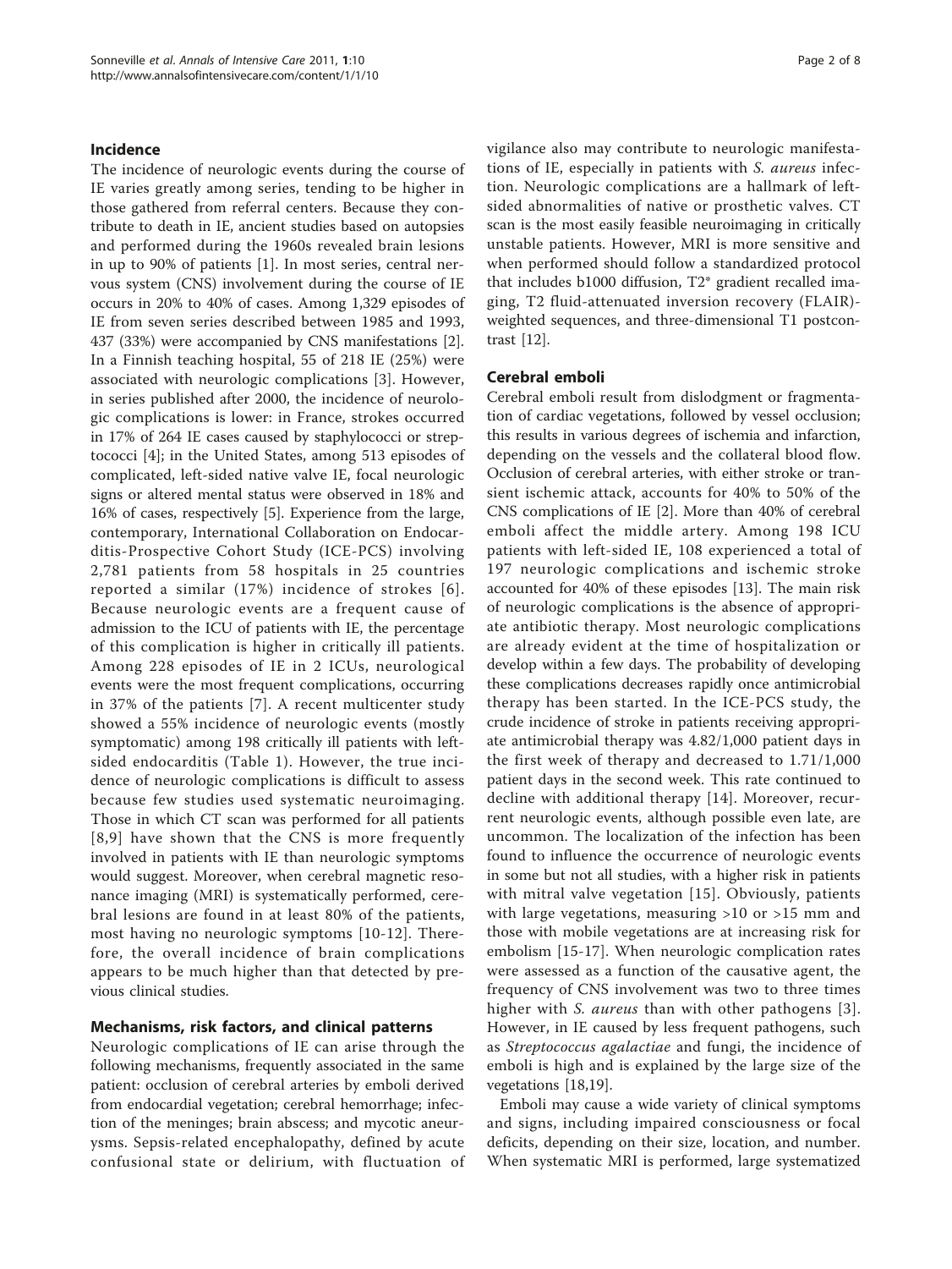## Incidence

The incidence of neurologic events during the course of IE varies greatly among series, tending to be higher in those gathered from referral centers. Because they contribute to death in IE, ancient studies based on autopsies and performed during the 1960s revealed brain lesions in up to 90% of patients [1]. In most series, central nervous system (CNS) involvement during the course of IE occurs in 20% to 40% of cases. Among 1,329 episodes of IE from seven series described between 1985 and 1993, 437 (33%) were accompanied by CNS manifestations [2]. In a Finnish teaching hospital, 55 of 218 IE (25%) were associated with neurologic complications [3]. However, in series published after 2000, the incidence of neurologic complications is lower: in France, strokes occurred in 17% of 264 IE cases caused by staphylococci or streptococci [4]; in the United States, among 513 episodes of complicated, left-sided native valve IE, focal neurologic signs or altered mental status were observed in 18% and 16% of cases, respectively [5]. Experience from the large, contemporary, International Collaboration on Endocarditis-Prospective Cohort Study (ICE-PCS) involving 2,781 patients from 58 hospitals in 25 countries reported a similar (17%) incidence of strokes [6]. Because neurologic events are a frequent cause of admission to the ICU of patients with IE, the percentage of this complication is higher in critically ill patients. Among 228 episodes of IE in 2 ICUs, neurological events were the most frequent complications, occurring in 37% of the patients [7]. A recent multicenter study showed a 55% incidence of neurologic events (mostly symptomatic) among 198 critically ill patients with left-sided endocarditis (Table 1). However, the true incidence of neurologic complications is difficult to assess because few studies used systematic neuroimaging. Those in which CT scan was performed for all patients [8,9] have shown that the CNS is more frequently involved in patients with IE than neurologic symptoms would suggest. Moreover, when cerebral magnetic resonance imaging (MRI) is systematically performed, cerebral lesions are found in at least 80% of the patients, most having no neurologic symptoms [10-12]. Therefore, the overall incidence of brain complications appears to be much higher than that detected by previous clinical studies.

## Mechanisms, risk factors, and clinical patterns

Neurologic complications of IE can arise through the following mechanisms, frequently associated in the same patient: occlusion of cerebral arteries by emboli derived from endocardial vegetation; cerebral hemorrhage; infection of the meninges; brain abscess; and mycotic aneurysms. Sepsis-related encephalopathy, defined by acute confusional state or delirium, with fluctuation of vigilance also may contribute to neurologic manifestations of IE, especially in patients with *S. aureus* infection. Neurologic complications are a hallmark of left-sided abnormalities of native or prosthetic valves. CT scan is the most easily feasible neuroimaging in critically unstable patients. However, MRI is more sensitive and when performed should follow a standardized protocol that includes b1000 diffusion, T2* gradient recalled imaging, T2 fluid-attenuated inversion recovery (FLAIR)-weighted sequences, and three-dimensional T1 postcontrast [12].

## Cerebral emboli

Cerebral emboli result from dislodgment or fragmentation of cardiac vegetations, followed by vessel occlusion; this results in various degrees of ischemia and infarction, depending on the vessels and the collateral blood flow. Occlusion of cerebral arteries, with either stroke or transient ischemic attack, accounts for 40% to 50% of the CNS complications of IE [2]. More than 40% of cerebral emboli affect the middle artery. Among 198 ICU patients with left-sided IE, 108 experienced a total of 197 neurologic complications and ischemic stroke accounted for 40% of these episodes [13]. The main risk of neurologic complications is the absence of appropriate antibiotic therapy. Most neurologic complications are already evident at the time of hospitalization or develop within a few days. The probability of developing these complications decreases rapidly once antimicrobial therapy has been started. In the ICE-PCS study, the crude incidence of stroke in patients receiving appropriate antimicrobial therapy was 4.82/1,000 patient days in the first week of therapy and decreased to 1.71/1,000 patient days in the second week. This rate continued to decline with additional therapy [14]. Moreover, recurrent neurologic events, although possible even late, are uncommon. The localization of the infection has been found to influence the occurrence of neurologic events in some but not all studies, with a higher risk in patients with mitral valve vegetation [15]. Obviously, patients with large vegetations, measuring >10 or >15 mm and those with mobile vegetations are at increasing risk for embolism [15-17]. When neurologic complication rates were assessed as a function of the causative agent, the frequency of CNS involvement was two to three times higher with *S. aureus* than with other pathogens [3]. However, in IE caused by less frequent pathogens, such as *Streptococcus agalactiae* and fungi, the incidence of emboli is high and is explained by the large size of the vegetations [18,19].

Emboli may cause a wide variety of clinical symptoms and signs, including impaired consciousness or focal deficits, depending on their size, location, and number. When systematic MRI is performed, large systematized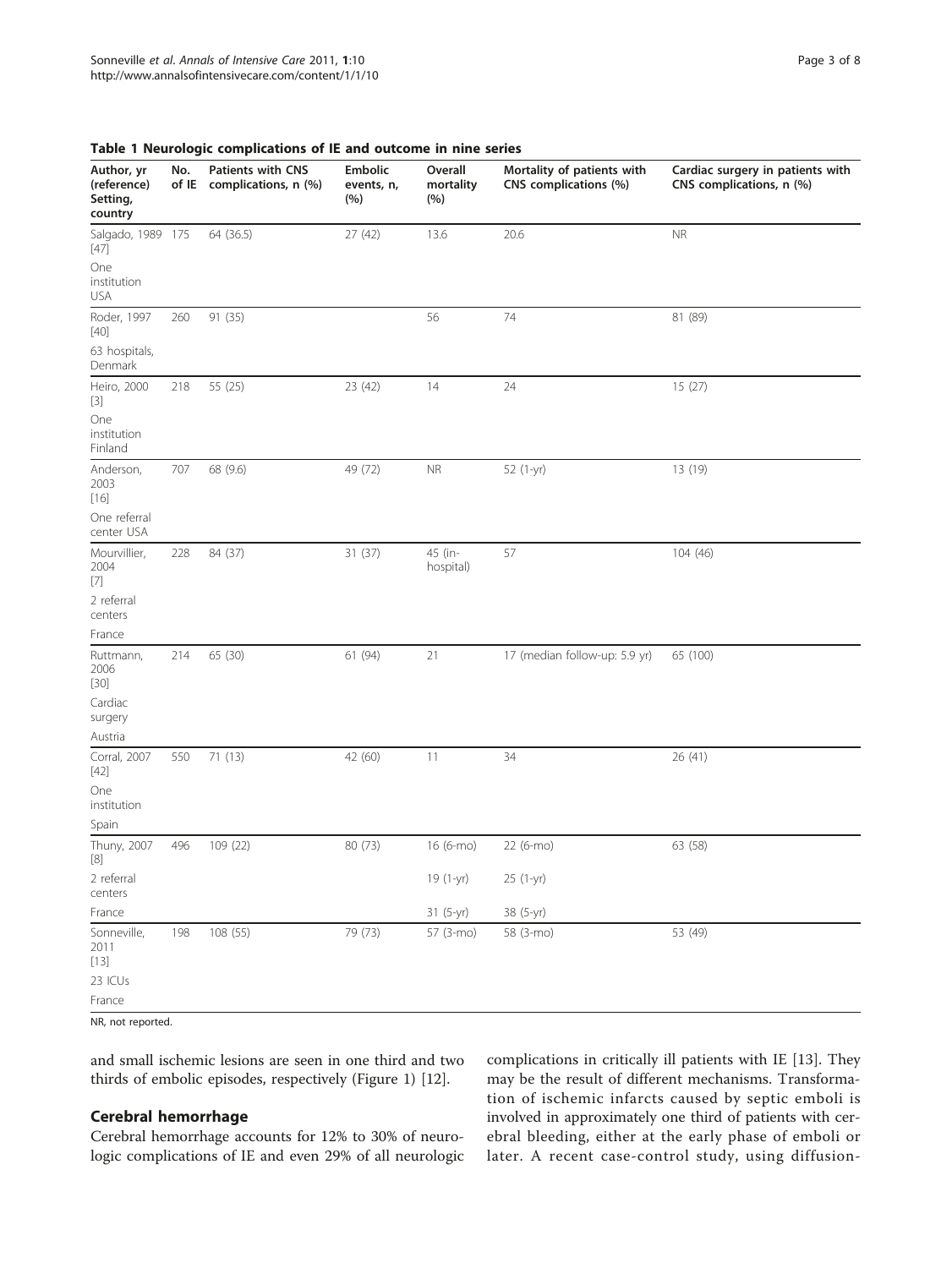**Table 1 Neurologic complications of IE and outcome in nine series**

| Author, yr (reference) Setting, country | No. of IE | Patients with CNS complications, n (%) | Embolic events, n, (%) | Overall mortality (%) | Mortality of patients with CNS complications (%) | Cardiac surgery in patients with CNS complications, n (%) |
|---|---|---|---|---|---|---|
| Salgado, 1989 [47] One institution USA | 175 | 64 (36.5) | 27 (42) | 13.6 | 20.6 | NR |
| Roder, 1997 [40] 63 hospitals, Denmark | 260 | 91 (35) | | 56 | 74 | 81 (89) |
| Heiro, 2000 [3] One institution Finland | 218 | 55 (25) | 23 (42) | 14 | 24 | 15 (27) |
| Anderson, 2003 [16] One referral center USA | 707 | 68 (9.6) | 49 (72) | NR | 52 (1-yr) | 13 (19) |
| Mourvillier, 2004 [7] 2 referral centers France | 228 | 84 (37) | 31 (37) | 45 (in-hospital) | 57 | 104 (46) |
| Ruttmann, 2006 [30] Cardiac surgery Austria | 214 | 65 (30) | 61 (94) | 21 | 17 (median follow-up: 5.9 yr) | 65 (100) |
| Corral, 2007 [42] One institution Spain | 550 | 71 (13) | 42 (60) | 11 | 34 | 26 (41) |
| Thuny, 2007 [8] 2 referral centers France | 496 | 109 (22) | 80 (73) | 16 (6-mo) 19 (1-yr) 31 (5-yr) | 22 (6-mo) 25 (1-yr) 38 (5-yr) | 63 (58) |
| Sonneville, 2011 [13] 23 ICUs France | 198 | 108 (55) | 79 (73) | 57 (3-mo) | 58 (3-mo) | 53 (49) |

NR, not reported.

and small ischemic lesions are seen in one third and two thirds of embolic episodes, respectively (Figure 1) [12].

## Cerebral hemorrhage

Cerebral hemorrhage accounts for 12% to 30% of neurologic complications of IE and even 29% of all neurologic complications in critically ill patients with IE [13]. They may be the result of different mechanisms. Transformation of ischemic infarcts caused by septic emboli is involved in approximately one third of patients with cerebral bleeding, either at the early phase of emboli or later. A recent case-control study, using diffusion-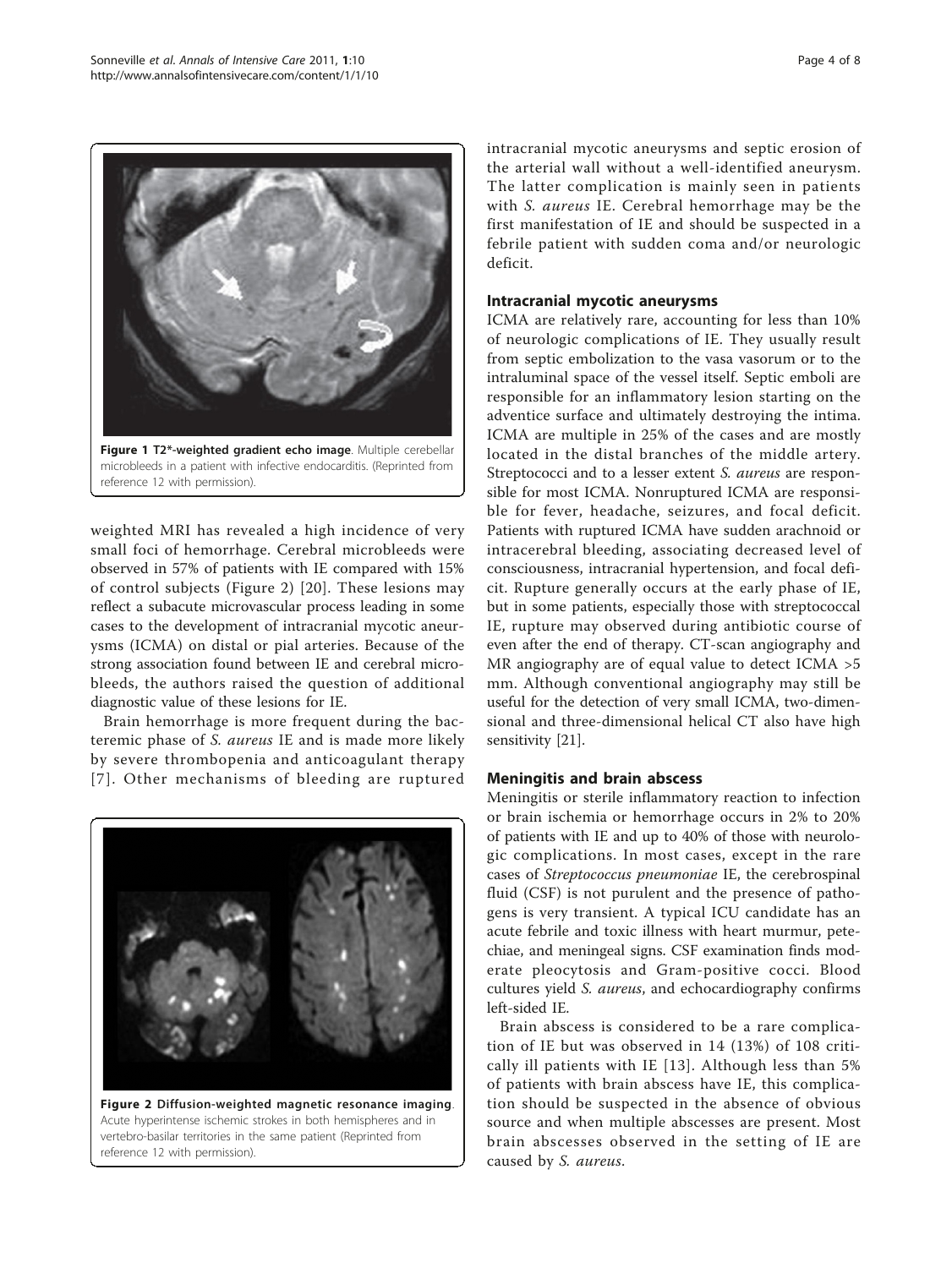Figure 1 T2*-weighted gradient echo image. Multiple cerebellar microbleeds in a patient with infective endocarditis. (Reprinted from reference 12 with permission).

weighted MRI has revealed a high incidence of very small foci of hemorrhage. Cerebral microbleeds were observed in 57% of patients with IE compared with 15% of control subjects (Figure 2) [20]. These lesions may reflect a subacute microvascular process leading in some cases to the development of intracranial mycotic aneurysms (ICMA) on distal or pial arteries. Because of the strong association found between IE and cerebral microbleeds, the authors raised the question of additional diagnostic value of these lesions for IE.

Brain hemorrhage is more frequent during the bacteremic phase of *S. aureus* IE and is made more likely by severe thrombopenia and anticoagulant therapy [7]. Other mechanisms of bleeding are ruptured intracranial mycotic aneurysms and septic erosion of the arterial wall without a well-identified aneurysm. The latter complication is mainly seen in patients with *S. aureus* IE. Cerebral hemorrhage may be the first manifestation of IE and should be suspected in a febrile patient with sudden coma and/or neurologic deficit.

Figure 2 Diffusion-weighted magnetic resonance imaging. Acute hyperintense ischemic strokes in both hemispheres and in vertebro-basilar territories in the same patient (Reprinted from reference 12 with permission).

### Intracranial mycotic aneurysms

ICMA are relatively rare, accounting for less than 10% of neurologic complications of IE. They usually result from septic embolization to the vasa vasorum or to the intraluminal space of the vessel itself. Septic emboli are responsible for an inflammatory lesion starting on the adventice surface and ultimately destroying the intima. ICMA are multiple in 25% of the cases and are mostly located in the distal branches of the middle artery. Streptococci and to a lesser extent *S. aureus* are responsible for most ICMA. Nonruptured ICMA are responsible for fever, headache, seizures, and focal deficit. Patients with ruptured ICMA have sudden arachnoid or intracerebral bleeding, associating decreased level of consciousness, intracranial hypertension, and focal deficit. Rupture generally occurs at the early phase of IE, but in some patients, especially those with streptococcal IE, rupture may observed during antibiotic course of even after the end of therapy. CT-scan angiography and MR angiography are of equal value to detect ICMA >5 mm. Although conventional angiography may still be useful for the detection of very small ICMA, two-dimensional and three-dimensional helical CT also have high sensitivity [21].

### Meningitis and brain abscess

Meningitis or sterile inflammatory reaction to infection or brain ischemia or hemorrhage occurs in 2% to 20% of patients with IE and up to 40% of those with neurologic complications. In most cases, except in the rare cases of *Streptococcus pneumoniae* IE, the cerebrospinal fluid (CSF) is not purulent and the presence of pathogens is very transient. A typical ICU candidate has an acute febrile and toxic illness with heart murmur, petechiae, and meningeal signs. CSF examination finds moderate pleocytosis and Gram-positive cocci. Blood cultures yield *S. aureus*, and echocardiography confirms left-sided IE.

Brain abscess is considered to be a rare complication of IE but was observed in 14 (13%) of 108 critically ill patients with IE [13]. Although less than 5% of patients with brain abscess have IE, this complication should be suspected in the absence of obvious source and when multiple abscesses are present. Most brain abscesses observed in the setting of IE are caused by *S. aureus*.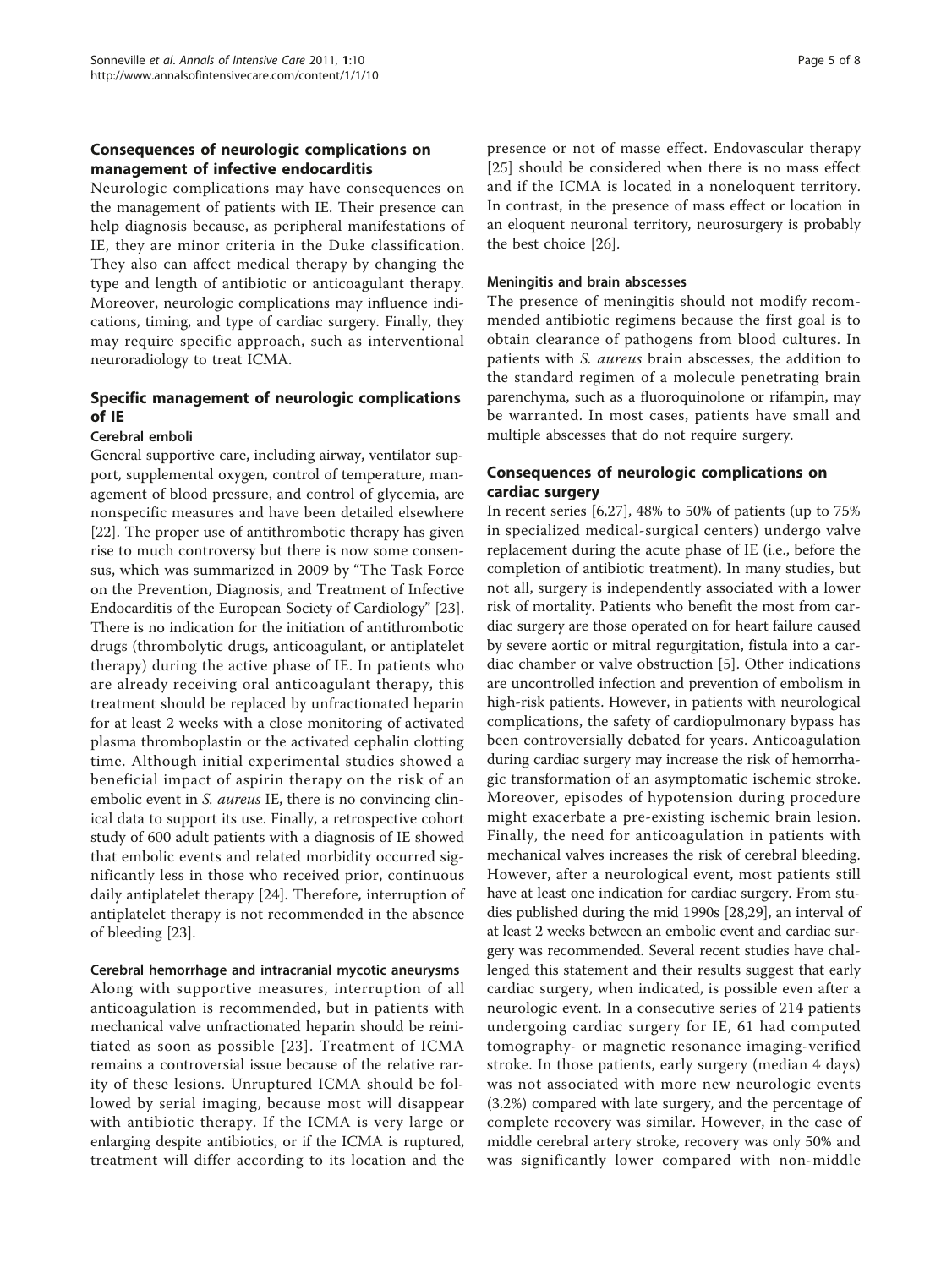## Consequences of neurologic complications on management of infective endocarditis

Neurologic complications may have consequences on the management of patients with IE. Their presence can help diagnosis because, as peripheral manifestations of IE, they are minor criteria in the Duke classification. They also can affect medical therapy by changing the type and length of antibiotic or anticoagulant therapy. Moreover, neurologic complications may influence indications, timing, and type of cardiac surgery. Finally, they may require specific approach, such as interventional neuroradiology to treat ICMA.

## Specific management of neurologic complications of IE

### Cerebral emboli

General supportive care, including airway, ventilator support, supplemental oxygen, control of temperature, management of blood pressure, and control of glycemia, are nonspecific measures and have been detailed elsewhere [22]. The proper use of antithrombotic therapy has given rise to much controversy but there is now some consensus, which was summarized in 2009 by "The Task Force on the Prevention, Diagnosis, and Treatment of Infective Endocarditis of the European Society of Cardiology" [23]. There is no indication for the initiation of antithrombotic drugs (thrombolytic drugs, anticoagulant, or antiplatelet therapy) during the active phase of IE. In patients who are already receiving oral anticoagulant therapy, this treatment should be replaced by unfractionated heparin for at least 2 weeks with a close monitoring of activated plasma thromboplastin or the activated cephalin clotting time. Although initial experimental studies showed a beneficial impact of aspirin therapy on the risk of an embolic event in *S. aureus* IE, there is no convincing clinical data to support its use. Finally, a retrospective cohort study of 600 adult patients with a diagnosis of IE showed that embolic events and related morbidity occurred significantly less in those who received prior, continuous daily antiplatelet therapy [24]. Therefore, interruption of antiplatelet therapy is not recommended in the absence of bleeding [23].

### Cerebral hemorrhage and intracranial mycotic aneurysms

Along with supportive measures, interruption of all anticoagulation is recommended, but in patients with mechanical valve unfractionated heparin should be reinitiated as soon as possible [23]. Treatment of ICMA remains a controversial issue because of the relative rarity of these lesions. Unruptured ICMA should be followed by serial imaging, because most will disappear with antibiotic therapy. If the ICMA is very large or enlarging despite antibiotics, or if the ICMA is ruptured, treatment will differ according to its location and the presence or not of masse effect. Endovascular therapy [25] should be considered when there is no mass effect and if the ICMA is located in a noneloquent territory. In contrast, in the presence of mass effect or location in an eloquent neuronal territory, neurosurgery is probably the best choice [26].

### Meningitis and brain abscesses

The presence of meningitis should not modify recommended antibiotic regimens because the first goal is to obtain clearance of pathogens from blood cultures. In patients with *S. aureus* brain abscesses, the addition to the standard regimen of a molecule penetrating brain parenchyma, such as a fluoroquinolone or rifampin, may be warranted. In most cases, patients have small and multiple abscesses that do not require surgery.

## Consequences of neurologic complications on cardiac surgery

In recent series [6,27], 48% to 50% of patients (up to 75% in specialized medical-surgical centers) undergo valve replacement during the acute phase of IE (i.e., before the completion of antibiotic treatment). In many studies, but not all, surgery is independently associated with a lower risk of mortality. Patients who benefit the most from cardiac surgery are those operated on for heart failure caused by severe aortic or mitral regurgitation, fistula into a cardiac chamber or valve obstruction [5]. Other indications are uncontrolled infection and prevention of embolism in high-risk patients. However, in patients with neurological complications, the safety of cardiopulmonary bypass has been controversially debated for years. Anticoagulation during cardiac surgery may increase the risk of hemorrhagic transformation of an asymptomatic ischemic stroke. Moreover, episodes of hypotension during procedure might exacerbate a pre-existing ischemic brain lesion. Finally, the need for anticoagulation in patients with mechanical valves increases the risk of cerebral bleeding. However, after a neurological event, most patients still have at least one indication for cardiac surgery. From studies published during the mid 1990s [28,29], an interval of at least 2 weeks between an embolic event and cardiac surgery was recommended. Several recent studies have challenged this statement and their results suggest that early cardiac surgery, when indicated, is possible even after a neurologic event. In a consecutive series of 214 patients undergoing cardiac surgery for IE, 61 had computed tomography- or magnetic resonance imaging-verified stroke. In those patients, early surgery (median 4 days) was not associated with more new neurologic events (3.2%) compared with late surgery, and the percentage of complete recovery was similar. However, in the case of middle cerebral artery stroke, recovery was only 50% and was significantly lower compared with non-middle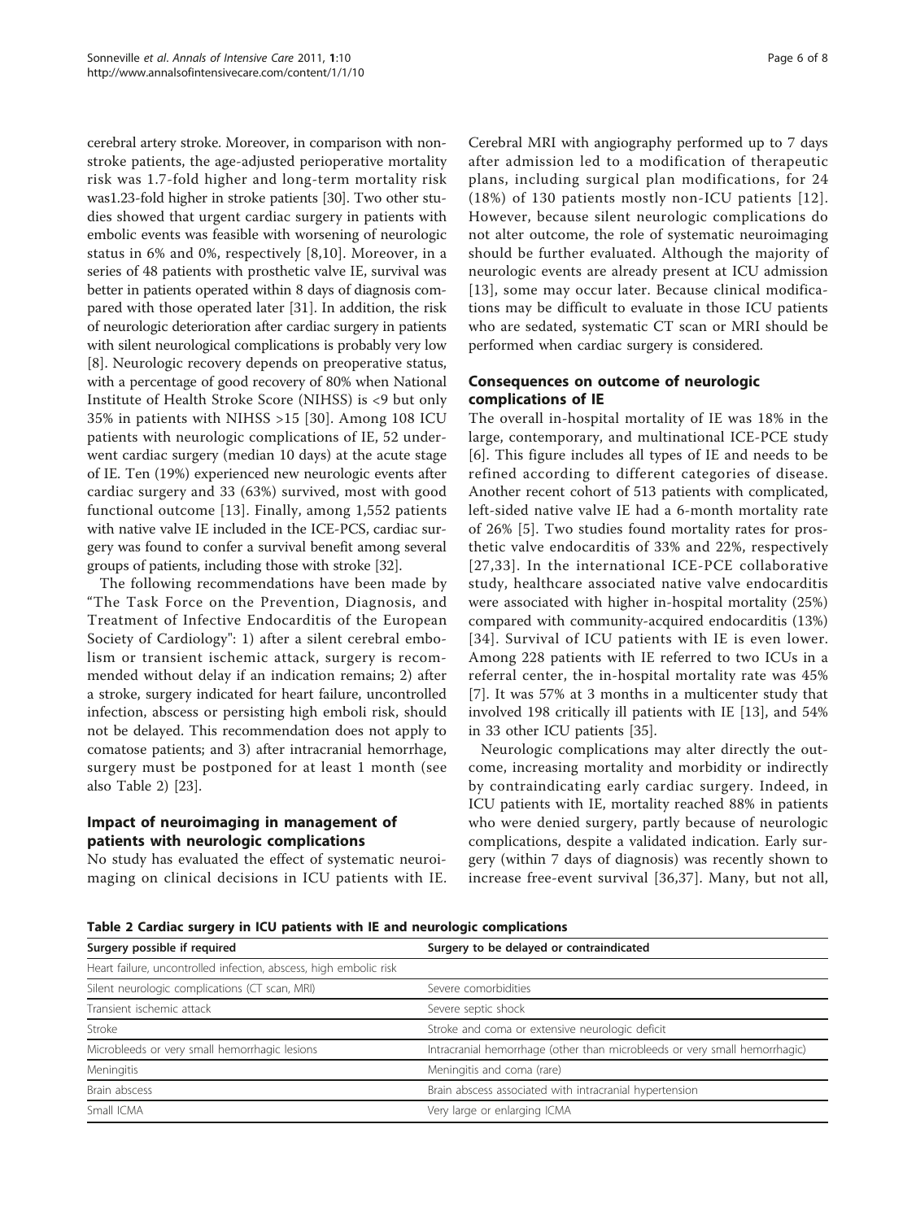cerebral artery stroke. Moreover, in comparison with non-stroke patients, the age-adjusted perioperative mortality risk was 1.7-fold higher and long-term mortality risk was1.23-fold higher in stroke patients [30]. Two other studies showed that urgent cardiac surgery in patients with embolic events was feasible with worsening of neurologic status in 6% and 0%, respectively [8,10]. Moreover, in a series of 48 patients with prosthetic valve IE, survival was better in patients operated within 8 days of diagnosis compared with those operated later [31]. In addition, the risk of neurologic deterioration after cardiac surgery in patients with silent neurological complications is probably very low [8]. Neurologic recovery depends on preoperative status, with a percentage of good recovery of 80% when National Institute of Health Stroke Score (NIHSS) is <9 but only 35% in patients with NIHSS >15 [30]. Among 108 ICU patients with neurologic complications of IE, 52 underwent cardiac surgery (median 10 days) at the acute stage of IE. Ten (19%) experienced new neurologic events after cardiac surgery and 33 (63%) survived, most with good functional outcome [13]. Finally, among 1,552 patients with native valve IE included in the ICE-PCS, cardiac surgery was found to confer a survival benefit among several groups of patients, including those with stroke [32].

The following recommendations have been made by "The Task Force on the Prevention, Diagnosis, and Treatment of Infective Endocarditis of the European Society of Cardiology": 1) after a silent cerebral embolism or transient ischemic attack, surgery is recommended without delay if an indication remains; 2) after a stroke, surgery indicated for heart failure, uncontrolled infection, abscess or persisting high emboli risk, should not be delayed. This recommendation does not apply to comatose patients; and 3) after intracranial hemorrhage, surgery must be postponed for at least 1 month (see also Table 2) [23].

## Impact of neuroimaging in management of patients with neurologic complications

No study has evaluated the effect of systematic neuroimaging on clinical decisions in ICU patients with IE. Cerebral MRI with angiography performed up to 7 days after admission led to a modification of therapeutic plans, including surgical plan modifications, for 24 (18%) of 130 patients mostly non-ICU patients [12]. However, because silent neurologic complications do not alter outcome, the role of systematic neuroimaging should be further evaluated. Although the majority of neurologic events are already present at ICU admission [13], some may occur later. Because clinical modifications may be difficult to evaluate in those ICU patients who are sedated, systematic CT scan or MRI should be performed when cardiac surgery is considered.

## Consequences on outcome of neurologic complications of IE

The overall in-hospital mortality of IE was 18% in the large, contemporary, and multinational ICE-PCE study [6]. This figure includes all types of IE and needs to be refined according to different categories of disease. Another recent cohort of 513 patients with complicated, left-sided native valve IE had a 6-month mortality rate of 26% [5]. Two studies found mortality rates for prosthetic valve endocarditis of 33% and 22%, respectively [27,33]. In the international ICE-PCE collaborative study, healthcare associated native valve endocarditis were associated with higher in-hospital mortality (25%) compared with community-acquired endocarditis (13%) [34]. Survival of ICU patients with IE is even lower. Among 228 patients with IE referred to two ICUs in a referral center, the in-hospital mortality rate was 45% [7]. It was 57% at 3 months in a multicenter study that involved 198 critically ill patients with IE [13], and 54% in 33 other ICU patients [35].

Neurologic complications may alter directly the outcome, increasing mortality and morbidity or indirectly by contraindicating early cardiac surgery. Indeed, in ICU patients with IE, mortality reached 88% in patients who were denied surgery, partly because of neurologic complications, despite a validated indication. Early surgery (within 7 days of diagnosis) was recently shown to increase free-event survival [36,37]. Many, but not all,

**Table 2 Cardiac surgery in ICU patients with IE and neurologic complications**

| Surgery possible if required | Surgery to be delayed or contraindicated |
|---|---|
| Heart failure, uncontrolled infection, abscess, high embolic risk | |
| Silent neurologic complications (CT scan, MRI) | Severe comorbidities |
| Transient ischemic attack | Severe septic shock |
| Stroke | Stroke and coma or extensive neurologic deficit |
| Microbleeds or very small hemorrhagic lesions | Intracranial hemorrhage (other than microbleeds or very small hemorrhagic) |
| Meningitis | Meningitis and coma (rare) |
| Brain abscess | Brain abscess associated with intracranial hypertension |
| Small ICMA | Very large or enlarging ICMA |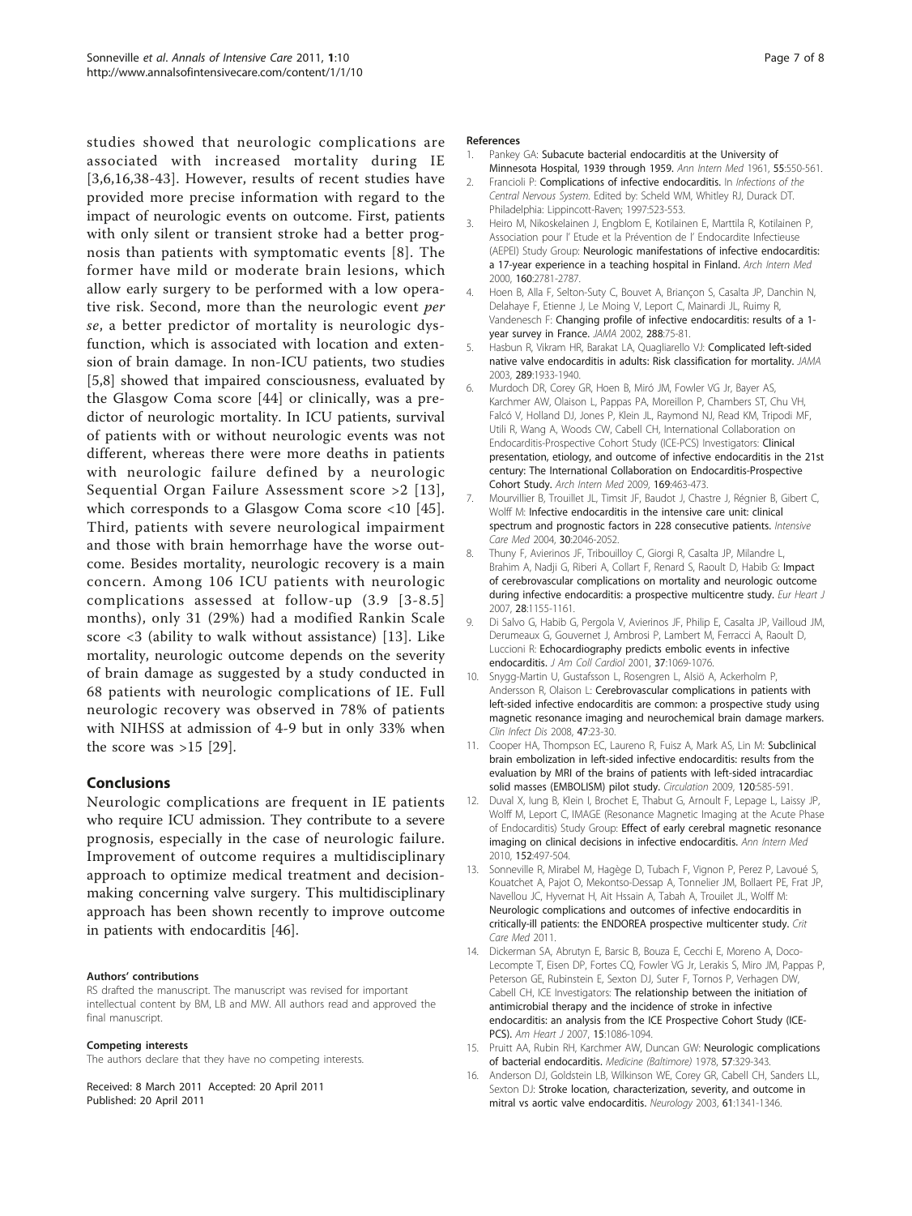studies showed that neurologic complications are associated with increased mortality during IE [3,6,16,38-43]. However, results of recent studies have provided more precise information with regard to the impact of neurologic events on outcome. First, patients with only silent or transient stroke had a better prognosis than patients with symptomatic events [8]. The former have mild or moderate brain lesions, which allow early surgery to be performed with a low operative risk. Second, more than the neurologic event *per se*, a better predictor of mortality is neurologic dysfunction, which is associated with location and extension of brain damage. In non-ICU patients, two studies [5,8] showed that impaired consciousness, evaluated by the Glasgow Coma score [44] or clinically, was a predictor of neurologic mortality. In ICU patients, survival of patients with or without neurologic events was not different, whereas there were more deaths in patients with neurologic failure defined by a neurologic Sequential Organ Failure Assessment score >2 [13], which corresponds to a Glasgow Coma score <10 [45]. Third, patients with severe neurological impairment and those with brain hemorrhage have the worse outcome. Besides mortality, neurologic recovery is a main concern. Among 106 ICU patients with neurologic complications assessed at follow-up (3.9 [3-8.5] months), only 31 (29%) had a modified Rankin Scale score <3 (ability to walk without assistance) [13]. Like mortality, neurologic outcome depends on the severity of brain damage as suggested by a study conducted in 68 patients with neurologic complications of IE. Full neurologic recovery was observed in 78% of patients with NIHSS at admission of 4-9 but in only 33% when the score was >15 [29].

## Conclusions

Neurologic complications are frequent in IE patients who require ICU admission. They contribute to a severe prognosis, especially in the case of neurologic failure. Improvement of outcome requires a multidisciplinary approach to optimize medical treatment and decision-making concerning valve surgery. This multidisciplinary approach has been shown recently to improve outcome in patients with endocarditis [46].

#### Authors' contributions

RS drafted the manuscript. The manuscript was revised for important intellectual content by BM, LB and MW. All authors read and approved the final manuscript.

#### Competing interests

The authors declare that they have no competing interests.

Received: 8 March 2011 Accepted: 20 April 2011
Published: 20 April 2011

#### References

1. Pankey GA: **Subacute bacterial endocarditis at the University of Minnesota Hospital, 1939 through 1959.** *Ann Intern Med* 1961, **55**:550-561.
2. Francioli P: **Complications of infective endocarditis.** In *Infections of the Central Nervous System.* Edited by: Scheld WM, Whitley RJ, Durack DT. Philadelphia: Lippincott-Raven; 1997:523-553.
3. Heiro M, Nikoskelainen J, Engblom E, Kotilainen E, Marttila R, Kotilainen P, Association pour l' Etude et la Prévention de l' Endocardite Infectieuse (AEPEI) Study Group: **Neurologic manifestations of infective endocarditis: a 17-year experience in a teaching hospital in Finland.** *Arch Intern Med* 2000, **160**:2781-2787.
4. Hoen B, Alla F, Selton-Suty C, Bouvet A, Briançon S, Casalta JP, Danchin N, Delahaye F, Etienne J, Le Moing V, Leport C, Mainardi JL, Ruimy R, Vandenesch F: **Changing profile of infective endocarditis: results of a 1-year survey in France.** *JAMA* 2002, **288**:75-81.
5. Hasbun R, Vikram HR, Barakat LA, Quagliarello VJ: **Complicated left-sided native valve endocarditis in adults: Risk classification for mortality.** *JAMA* 2003, **289**:1933-1940.
6. Murdoch DR, Corey GR, Hoen B, Miró JM, Fowler VG Jr, Bayer AS, Karchmer AW, Olaison L, Pappas PA, Moreillon P, Chambers ST, Chu VH, Falcó V, Holland DJ, Jones P, Klein JL, Raymond NJ, Read KM, Tripodi MF, Utili R, Wang A, Woods CW, Cabell CH, International Collaboration on Endocarditis-Prospective Cohort Study (ICE-PCS) Investigators: **Clinical presentation, etiology, and outcome of infective endocarditis in the 21st century: The International Collaboration on Endocarditis-Prospective Cohort Study.** *Arch Intern Med* 2009, **169**:463-473.
7. Mourvillier B, Trouillet JL, Timsit JF, Baudot J, Chastre J, Régnier B, Gibert C, Wolff M: **Infective endocarditis in the intensive care unit: clinical spectrum and prognostic factors in 228 consecutive patients.** *Intensive Care Med* 2004, **30**:2046-2052.
8. Thuny F, Avierinos JF, Tribouilloy C, Giorgi R, Casalta JP, Milandre L, Brahim A, Nadji G, Riberi A, Collart F, Renard S, Raoult D, Habib G: **Impact of cerebrovascular complications on mortality and neurologic outcome during infective endocarditis: a prospective multicentre study.** *Eur Heart J* 2007, **28**:1155-1161.
9. Di Salvo G, Habib G, Pergola V, Avierinos JF, Philip E, Casalta JP, Vailloud JM, Derumeaux G, Gouvernet J, Ambrosi P, Lambert M, Ferracci A, Raoult D, Luccioni R: **Echocardiography predicts embolic events in infective endocarditis.** *J Am Coll Cardiol* 2001, **37**:1069-1076.
10. Snygg-Martin U, Gustafsson L, Rosengren L, Alsiö A, Ackerholm P, Andersson R, Olaison L: **Cerebrovascular complications in patients with left-sided infective endocarditis are common: a prospective study using magnetic resonance imaging and neurochemical brain damage markers.** *Clin Infect Dis* 2008, **47**:23-30.
11. Cooper HA, Thompson EC, Laureno R, Fuisz A, Mark AS, Lin M: **Subclinical brain embolization in left-sided infective endocarditis: results from the evaluation by MRI of the brains of patients with left-sided intracardiac solid masses (EMBOLISM) pilot study.** *Circulation* 2009, **120**:585-591.
12. Duval X, Iung B, Klein I, Brochet E, Thabut G, Arnoult F, Lepage L, Laissy JP, Wolff M, Leport C, IMAGE (Resonance Magnetic Imaging at the Acute Phase of Endocarditis) Study Group: **Effect of early cerebral magnetic resonance imaging on clinical decisions in infective endocarditis.** *Ann Intern Med* 2010, **152**:497-504.
13. Sonneville R, Mirabel M, Hagège D, Tubach F, Vignon P, Perez P, Lavoué S, Kouatchet A, Pajot O, Mekontso-Dessap A, Tonnelier JM, Bollaert PE, Frat JP, Navellou JC, Hyvernat H, Ait Hssain A, Tabah A, Trouilet JL, Wolff M: **Neurologic complications and outcomes of infective endocarditis in critically-ill patients: the ENDOREA prospective multicenter study.** *Crit Care Med* 2011.
14. Dickerman SA, Abrutyn E, Barsic B, Bouza E, Cecchi E, Moreno A, Doco-Lecompte T, Eisen DP, Fortes CQ, Fowler VG Jr, Lerakis S, Miro JM, Pappas P, Peterson GE, Rubinstein E, Sexton DJ, Suter F, Tornos P, Verhagen DW, Cabell CH, ICE Investigators: **The relationship between the initiation of antimicrobial therapy and the incidence of stroke in infective endocarditis: an analysis from the ICE Prospective Cohort Study (ICE-PCS).** *Am Heart J* 2007, **15**:1086-1094.
15. Pruitt AA, Rubin RH, Karchmer AW, Duncan GW: **Neurologic complications of bacterial endocarditis.** *Medicine (Baltimore)* 1978, **57**:329-343.
16. Anderson DJ, Goldstein LB, Wilkinson WE, Corey GR, Cabell CH, Sanders LL, Sexton DJ: **Stroke location, characterization, severity, and outcome in mitral vs aortic valve endocarditis.** *Neurology* 2003, **61**:1341-1346.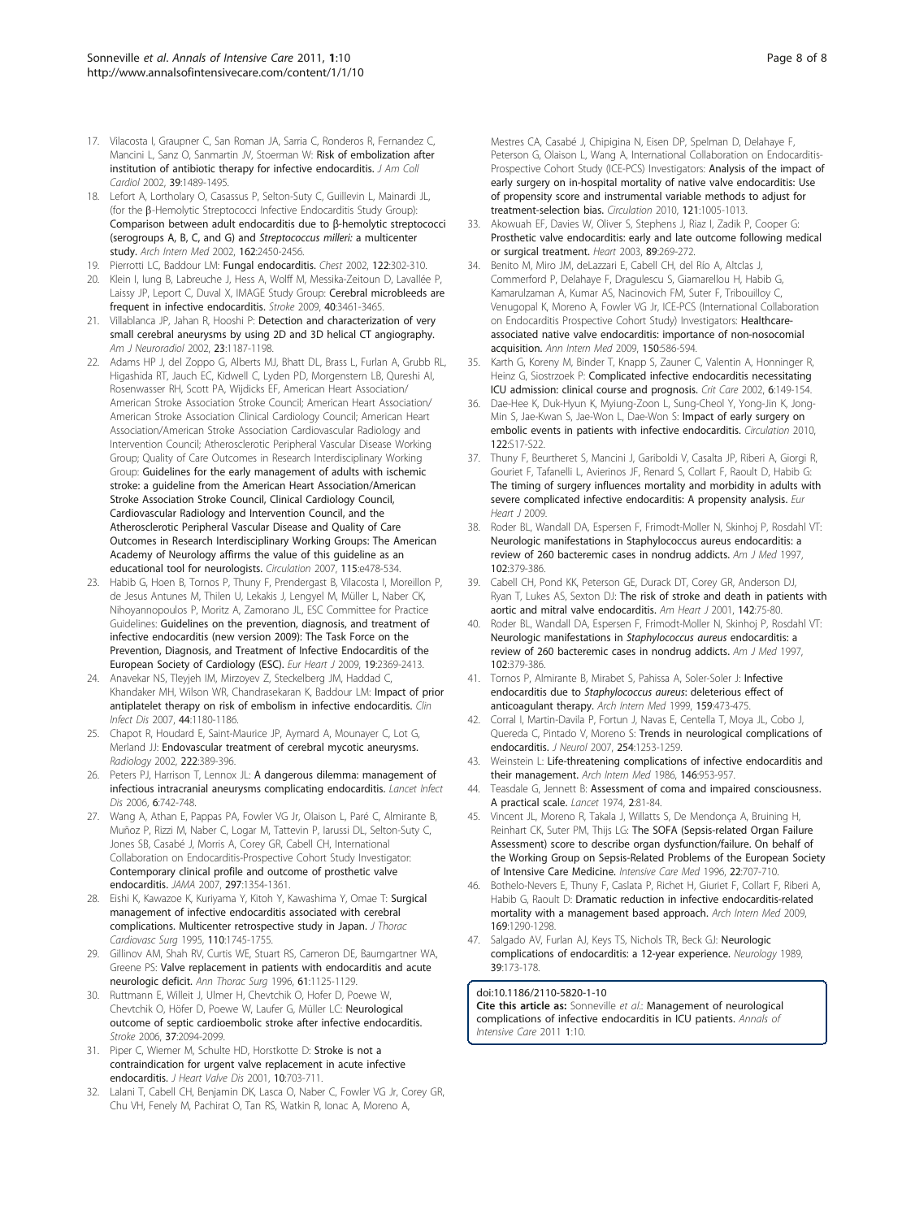17. Vilacosta I, Graupner C, San Roman JA, Sarria C, Ronderos R, Fernandez C, Mancini L, Sanz O, Sanmartin JV, Stoerman W: **Risk of embolization after institution of antibiotic therapy for infective endocarditis.** *J Am Coll Cardiol* 2002, **39**:1489-1495.
18. Lefort A, Lortholary O, Casassus P, Selton-Suty C, Guillevin L, Mainardi JL, (for the β-Hemolytic Streptococci Infective Endocarditis Study Group): **Comparison between adult endocarditis due to β-hemolytic streptococci (serogroups A, B, C, and G) and *Streptococcus milleri*: a multicenter study.** *Arch Intern Med* 2002, **162**:2450-2456.
19. Pierrotti LC, Baddour LM: **Fungal endocarditis.** *Chest* 2002, **122**:302-310.
20. Klein I, Iung B, Labreuche J, Hess A, Wolff M, Messika-Zeitoun D, Lavallée P, Laissy JP, Leport C, Duval X, IMAGE Study Group: **Cerebral microbleeds are frequent in infective endocarditis.** *Stroke* 2009, **40**:3461-3465.
21. Villablanca JP, Jahan R, Hooshi P: **Detection and characterization of very small cerebral aneurysms by using 2D and 3D helical CT angiography.** *Am J Neuroradiol* 2002, **23**:1187-1198.
22. Adams HP Jr, del Zoppo G, Alberts MJ, Bhatt DL, Brass L, Furlan A, Grubb RL, Higashida RT, Jauch EC, Kidwell C, Lyden PD, Morgenstern LB, Qureshi AI, Rosenwasser RH, Scott PA, Wijdicks EF, American Heart Association/American Stroke Association Stroke Council; American Heart Association/American Stroke Association Clinical Cardiology Council; American Heart Association/American Stroke Association Cardiovascular Radiology and Intervention Council; Atherosclerotic Peripheral Vascular Disease Working Group; Quality of Care Outcomes in Research Interdisciplinary Working Group: **Guidelines for the early management of adults with ischemic stroke: a guideline from the American Heart Association/American Stroke Association Stroke Council, Clinical Cardiology Council, Cardiovascular Radiology and Intervention Council, and the Atherosclerotic Peripheral Vascular Disease and Quality of Care Outcomes in Research Interdisciplinary Working Groups: The American Academy of Neurology affirms the value of this guideline as an educational tool for neurologists.** *Circulation* 2007, **115**:e478-534.
23. Habib G, Hoen B, Tornos P, Thuny F, Prendergast B, Vilacosta I, Moreillon P, de Jesus Antunes M, Thilen U, Lekakis J, Lengyel M, Müller L, Naber CK, Nihoyannopoulos P, Moritz A, Zamorano JL, ESC Committee for Practice Guidelines: **Guidelines on the prevention, diagnosis, and treatment of infective endocarditis (new version 2009): The Task Force on the Prevention, Diagnosis, and Treatment of Infective Endocarditis of the European Society of Cardiology (ESC).** *Eur Heart J* 2009, **19**:2369-2413.
24. Anavekar NS, Tleyjeh IM, Mirzoyev Z, Steckelberg JM, Haddad C, Khandaker MH, Wilson WR, Chandrasekaran K, Baddour LM: **Impact of prior antiplatelet therapy on risk of embolism in infective endocarditis.** *Clin Infect Dis* 2007, **44**:1180-1186.
25. Chapot R, Houdard E, Saint-Maurice JP, Aymard A, Mounayer C, Lot G, Merland JJ: **Endovascular treatment of cerebral mycotic aneurysms.** *Radiology* 2002, **222**:389-396.
26. Peters PJ, Harrison T, Lennox JL: **A dangerous dilemma: management of infectious intracranial aneurysms complicating endocarditis.** *Lancet Infect Dis* 2006, **6**:742-748.
27. Wang A, Athan E, Pappas PA, Fowler VG Jr, Olaison L, Paré C, Almirante B, Muñoz P, Rizzi M, Naber C, Logar M, Tattevin P, Iarussi DL, Selton-Suty C, Jones SB, Casabé J, Morris A, Corey GR, Cabell CH, International Collaboration on Endocarditis-Prospective Cohort Study Investigator: **Contemporary clinical profile and outcome of prosthetic valve endocarditis.** *JAMA* 2007, **297**:1354-1361.
28. Eishi K, Kawazoe K, Kuriyama Y, Kitoh Y, Kawashima Y, Omae T: **Surgical management of infective endocarditis associated with cerebral complications. Multicenter retrospective study in Japan.** *J Thorac Cardiovasc Surg* 1995, **110**:1745-1755.
29. Gillinov AM, Shah RV, Curtis WE, Stuart RS, Cameron DE, Baumgartner WA, Greene PS: **Valve replacement in patients with endocarditis and acute neurologic deficit.** *Ann Thorac Surg* 1996, **61**:1125-1129.
30. Ruttmann E, Willeit J, Ulmer H, Chevtchik O, Hofer D, Poewe W, Chevtchik O, Höfer D, Poewe W, Laufer G, Müller LC: **Neurological outcome of septic cardioembolic stroke after infective endocarditis.** *Stroke* 2006, **37**:2094-2099.
31. Piper C, Wiemer M, Schulte HD, Horstkotte D: **Stroke is not a contraindication for urgent valve replacement in acute infective endocarditis.** *J Heart Valve Dis* 2001, **10**:703-711.
32. Lalani T, Cabell CH, Benjamin DK, Lasca O, Naber C, Fowler VG Jr, Corey GR, Chu VH, Fenely M, Pachirat O, Tan RS, Watkin R, Ionac A, Moreno A, Mestres CA, Casabé J, Chipigina N, Eisen DP, Spelman D, Delahaye F, Peterson G, Olaison L, Wang A, International Collaboration on Endocarditis-Prospective Cohort Study (ICE-PCS) Investigators: **Analysis of the impact of early surgery on in-hospital mortality of native valve endocarditis: Use of propensity score and instrumental variable methods to adjust for treatment-selection bias.** *Circulation* 2010, **121**:1005-1013.
33. Akowuah EF, Davies W, Oliver S, Stephens J, Riaz I, Zadik P, Cooper G: **Prosthetic valve endocarditis: early and late outcome following medical or surgical treatment.** *Heart* 2003, **89**:269-272.
34. Benito M, Miro JM, deLazzari E, Cabell CH, del Río A, Altclas J, Commerford P, Delahaye F, Dragulescu S, Giamarellou H, Habib G, Kamarulzaman A, Kumar AS, Nacinovich FM, Suter F, Tribouilloy C, Venugopal K, Moreno A, Fowler VG Jr, ICE-PCS (International Collaboration on Endocarditis Prospective Cohort Study) Investigators: **Healthcare-associated native valve endocarditis: importance of non-nosocomial acquisition.** *Ann Intern Med* 2009, **150**:586-594.
35. Karth G, Koreny M, Binder T, Knapp S, Zauner C, Valentin A, Honninger R, Heinz G, Siostrzoek P: **Complicated infective endocarditis necessitating ICU admission: clinical course and prognosis.** *Crit Care* 2002, **6**:149-154.
36. Dae-Hee K, Duk-Hyun K, Myiung-Zoon L, Sung-Cheol Y, Yong-Jin K, Jong-Min S, Jae-Kwan S, Jae-Won L, Dae-Won S: **Impact of early surgery on embolic events in patients with infective endocarditis.** *Circulation* 2010, **122**:S17-S22.
37. Thuny F, Beurtheret S, Mancini J, Gariboldi V, Casalta JP, Riberi A, Giorgi R, Gouriet F, Tafanelli L, Avierinos JF, Renard S, Collart F, Raoult D, Habib G: **The timing of surgery influences mortality and morbidity in adults with severe complicated infective endocarditis: A propensity analysis.** *Eur Heart J* 2009.
38. Roder BL, Wandall DA, Espersen F, Frimodt-Moller N, Skinhoj P, Rosdahl VT: **Neurologic manifestations in Staphylococcus aureus endocarditis: a review of 260 bacteremic cases in nondrug addicts.** *Am J Med* 1997, **102**:379-386.
39. Cabell CH, Pond KK, Peterson GE, Durack DT, Corey GR, Anderson DJ, Ryan T, Lukes AS, Sexton DJ: **The risk of stroke and death in patients with aortic and mitral valve endocarditis.** *Am Heart J* 2001, **142**:75-80.
40. Roder BL, Wandall DA, Espersen F, Frimodt-Moller N, Skinhoj P, Rosdahl VT: **Neurologic manifestations in *Staphylococcus aureus* endocarditis: a review of 260 bacteremic cases in nondrug addicts.** *Am J Med* 1997, **102**:379-386.
41. Tornos P, Almirante B, Mirabet S, Pahissa A, Soler-Soler J: **Infective endocarditis due to *Staphylococcus aureus*: deleterious effect of anticoagulant therapy.** *Arch Intern Med* 1999, **159**:473-475.
42. Corral I, Martin-Davila P, Fortun J, Navas E, Centella T, Moya JL, Cobo J, Quereda C, Pintado V, Moreno S: **Trends in neurological complications of endocarditis.** *J Neurol* 2007, **254**:1253-1259.
43. Weinstein L: **Life-threatening complications of infective endocarditis and their management.** *Arch Intern Med* 1986, **146**:953-957.
44. Teasdale G, Jennett B: **Assessment of coma and impaired consciousness. A practical scale.** *Lancet* 1974, **2**:81-84.
45. Vincent JL, Moreno R, Takala J, Willatts S, De Mendonça A, Bruining H, Reinhart CK, Suter PM, Thijs LG: **The SOFA (Sepsis-related Organ Failure Assessment) score to describe organ dysfunction/failure. On behalf of the Working Group on Sepsis-Related Problems of the European Society of Intensive Care Medicine.** *Intensive Care Med* 1996, **22**:707-710.
46. Bothelo-Nevers E, Thuny F, Caslata P, Richet H, Giuriet F, Collart F, Riberi A, Habib G, Raoult D: **Dramatic reduction in infective endocarditis-related mortality with a management based approach.** *Arch Intern Med* 2009, **169**:1290-1298.
47. Salgado AV, Furlan AJ, Keys TS, Nichols TR, Beck GJ: **Neurologic complications of endocarditis: a 12-year experience.** *Neurology* 1989, **39**:173-178.

doi:10.1186/2110-5820-1-10

**Cite this article as:** Sonneville *et al.*: Management of neurological complications of infective endocarditis in ICU patients. *Annals of Intensive Care* 2011 **1**:10.